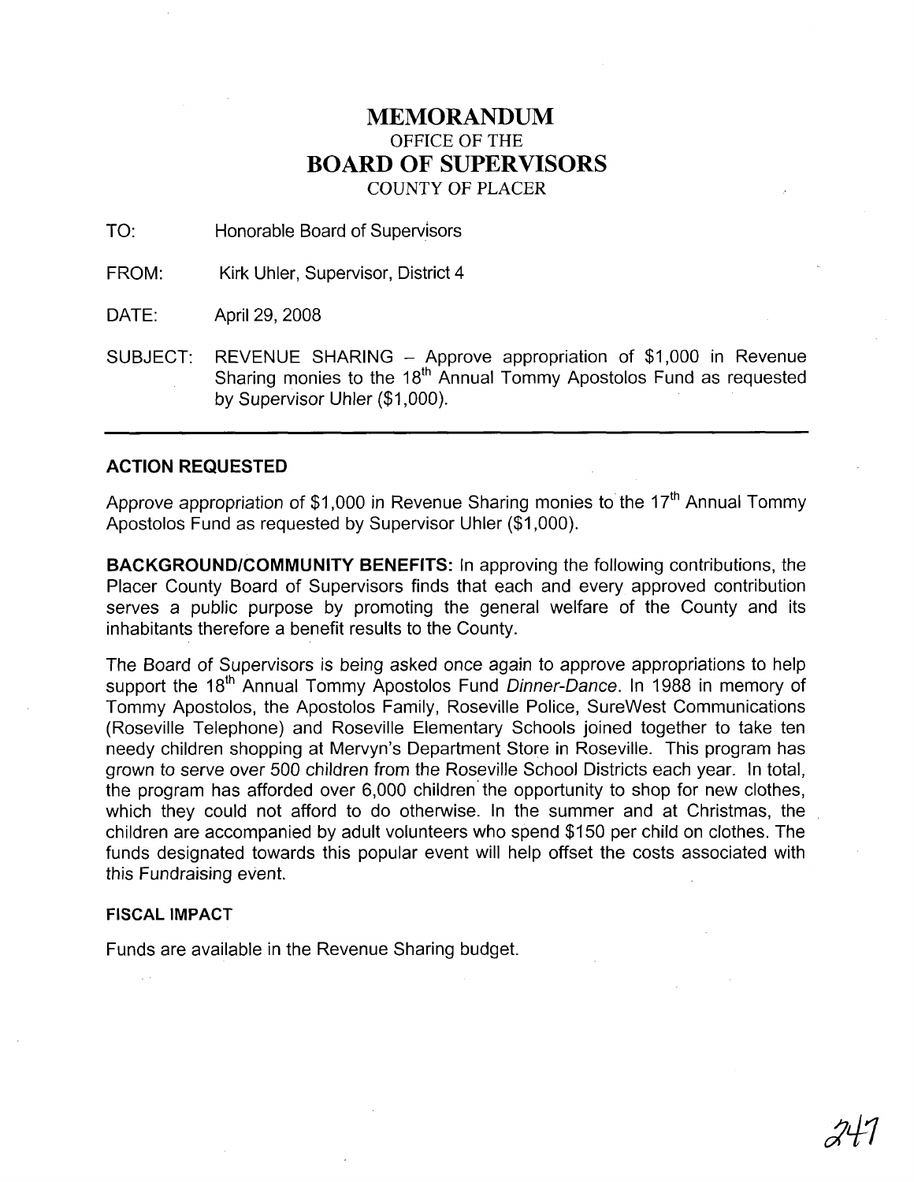# MEMORANDUM

OFFICE OF THE

## BOARD OF SUPERVISORS

COUNTY OF PLACER

TO: Honorable Board of Supervisors

FROM: Kirk Uhler, Supervisor, District 4

DATE: April 29, 2008

SUBJECT: REVENUE SHARING – Approve appropriation of $1,000 in Revenue Sharing monies to the 18th Annual Tommy Apostolos Fund as requested by Supervisor Uhler ($1,000).

---

**ACTION REQUESTED**

Approve appropriation of $1,000 in Revenue Sharing monies to the 17th Annual Tommy Apostolos Fund as requested by Supervisor Uhler ($1,000).

**BACKGROUND/COMMUNITY BENEFITS:** In approving the following contributions, the Placer County Board of Supervisors finds that each and every approved contribution serves a public purpose by promoting the general welfare of the County and its inhabitants therefore a benefit results to the County.

The Board of Supervisors is being asked once again to approve appropriations to help support the 18th Annual Tommy Apostolos Fund *Dinner-Dance*. In 1988 in memory of Tommy Apostolos, the Apostolos Family, Roseville Police, SureWest Communications (Roseville Telephone) and Roseville Elementary Schools joined together to take ten needy children shopping at Mervyn's Department Store in Roseville. This program has grown to serve over 500 children from the Roseville School Districts each year. In total, the program has afforded over 6,000 children the opportunity to shop for new clothes, which they could not afford to do otherwise. In the summer and at Christmas, the children are accompanied by adult volunteers who spend $150 per child on clothes. The funds designated towards this popular event will help offset the costs associated with this Fundraising event.

**FISCAL IMPACT**

Funds are available in the Revenue Sharing budget.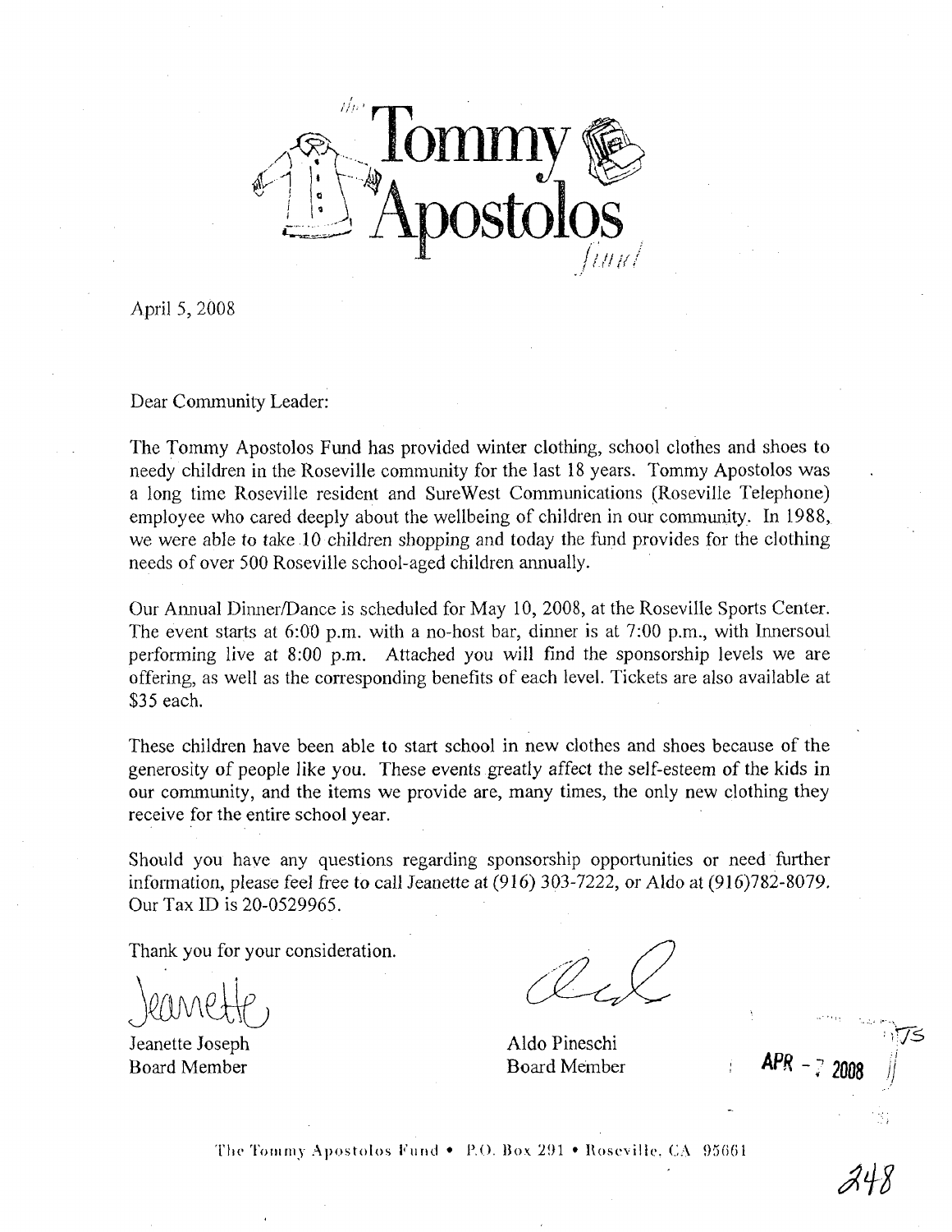# The Tommy Apostolos Fund

April 5, 2008

Dear Community Leader:

The Tommy Apostolos Fund has provided winter clothing, school clothes and shoes to needy children in the Roseville community for the last 18 years. Tommy Apostolos was a long time Roseville resident and SureWest Communications (Roseville Telephone) employee who cared deeply about the wellbeing of children in our community. In 1988, we were able to take 10 children shopping and today the fund provides for the clothing needs of over 500 Roseville school-aged children annually.

Our Annual Dinner/Dance is scheduled for May 10, 2008, at the Roseville Sports Center. The event starts at 6:00 p.m. with a no-host bar, dinner is at 7:00 p.m., with Innersoul performing live at 8:00 p.m. Attached you will find the sponsorship levels we are offering, as well as the corresponding benefits of each level. Tickets are also available at $35 each.

These children have been able to start school in new clothes and shoes because of the generosity of people like you. These events greatly affect the self-esteem of the kids in our community, and the items we provide are, many times, the only new clothing they receive for the entire school year.

Should you have any questions regarding sponsorship opportunities or need further information, please feel free to call Jeanette at (916) 303-7222, or Aldo at (916)782-8079. Our Tax ID is 20-0529965.

Thank you for your consideration.

Jeanette

Jeanette Joseph
Board Member

Aldo Pineschi
Board Member

APR - 7 2008

The Tommy Apostolos Fund • P.O. Box 291 • Roseville, CA 95661